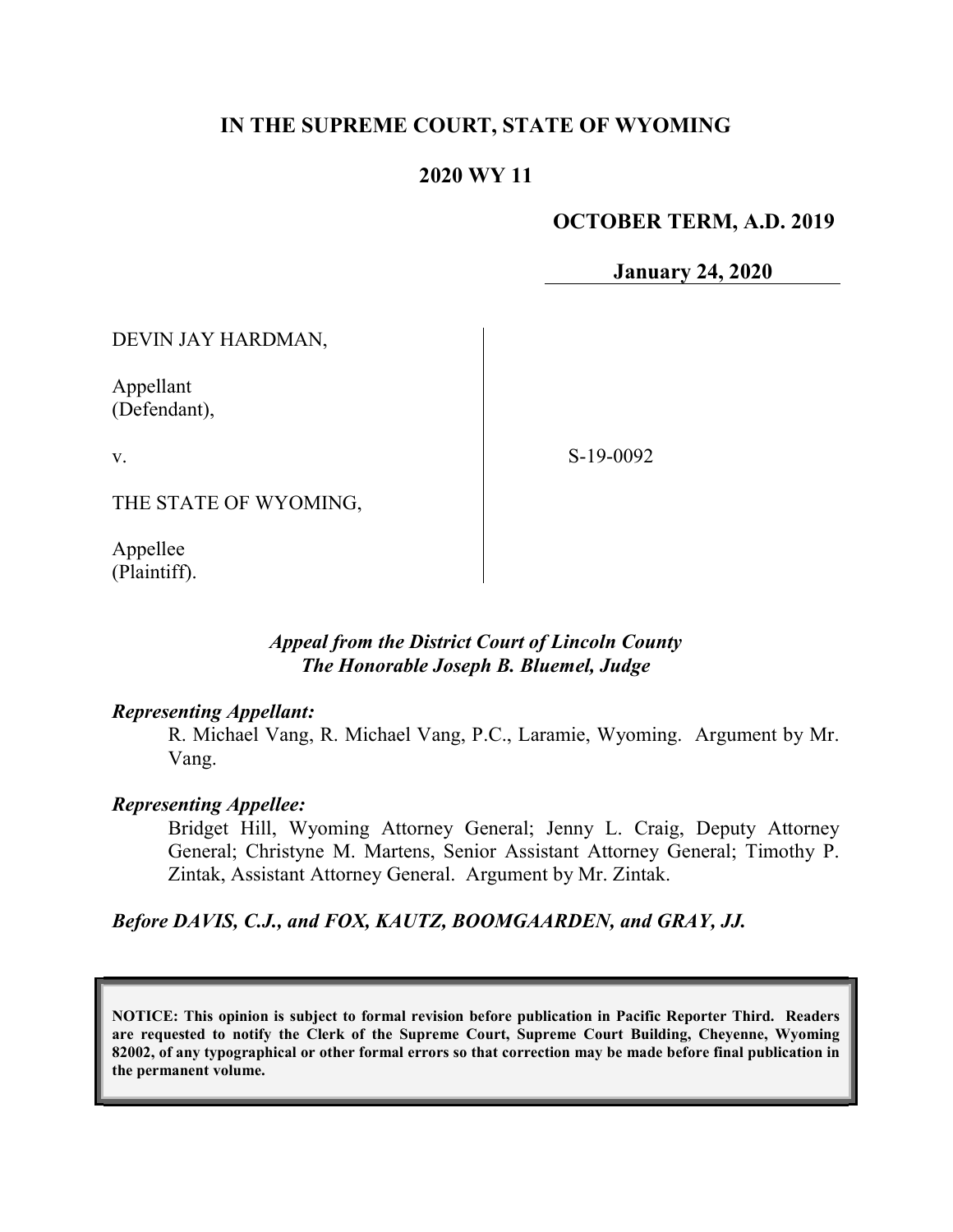# IN THE SUPREME COURT, STATE OF WYOMING

## 2020 WY 11

**OCTOBER TERM, A.D. 2019**

**January 24, 2020**

DEVIN JAY HARDMAN,

Appellant
(Defendant),

v.

THE STATE OF WYOMING,

Appellee
(Plaintiff).

S-19-0092

*Appeal from the District Court of Lincoln County*
*The Honorable Joseph B. Bluemel, Judge*

***Representing Appellant:***

R. Michael Vang, R. Michael Vang, P.C., Laramie, Wyoming. Argument by Mr. Vang.

***Representing Appellee:***

Bridget Hill, Wyoming Attorney General; Jenny L. Craig, Deputy Attorney General; Christyne M. Martens, Senior Assistant Attorney General; Timothy P. Zintak, Assistant Attorney General. Argument by Mr. Zintak.

***Before DAVIS, C.J., and FOX, KAUTZ, BOOMGAARDEN, and GRAY, JJ.***

**NOTICE: This opinion is subject to formal revision before publication in Pacific Reporter Third. Readers are requested to notify the Clerk of the Supreme Court, Supreme Court Building, Cheyenne, Wyoming 82002, of any typographical or other formal errors so that correction may be made before final publication in the permanent volume.**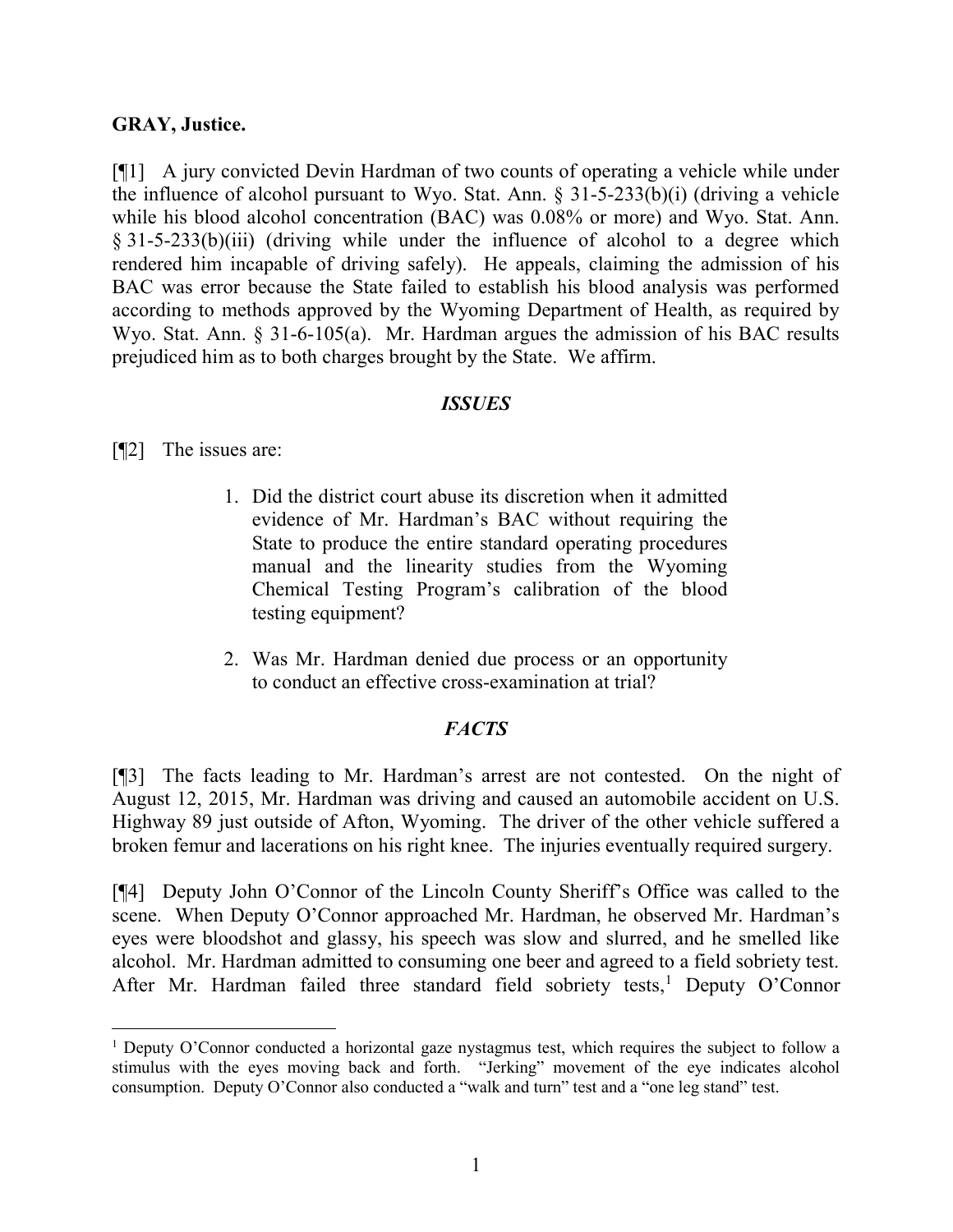**GRAY, Justice.**

[¶1] A jury convicted Devin Hardman of two counts of operating a vehicle while under the influence of alcohol pursuant to Wyo. Stat. Ann. § 31-5-233(b)(i) (driving a vehicle while his blood alcohol concentration (BAC) was 0.08% or more) and Wyo. Stat. Ann. § 31-5-233(b)(iii) (driving while under the influence of alcohol to a degree which rendered him incapable of driving safely). He appeals, claiming the admission of his BAC was error because the State failed to establish his blood analysis was performed according to methods approved by the Wyoming Department of Health, as required by Wyo. Stat. Ann. § 31-6-105(a). Mr. Hardman argues the admission of his BAC results prejudiced him as to both charges brought by the State. We affirm.

## *ISSUES*

[¶2] The issues are:

> 1. Did the district court abuse its discretion when it admitted evidence of Mr. Hardman's BAC without requiring the State to produce the entire standard operating procedures manual and the linearity studies from the Wyoming Chemical Testing Program's calibration of the blood testing equipment?
>
> 2. Was Mr. Hardman denied due process or an opportunity to conduct an effective cross-examination at trial?

## *FACTS*

[¶3] The facts leading to Mr. Hardman's arrest are not contested. On the night of August 12, 2015, Mr. Hardman was driving and caused an automobile accident on U.S. Highway 89 just outside of Afton, Wyoming. The driver of the other vehicle suffered a broken femur and lacerations on his right knee. The injuries eventually required surgery.

[¶4] Deputy John O'Connor of the Lincoln County Sheriff's Office was called to the scene. When Deputy O'Connor approached Mr. Hardman, he observed Mr. Hardman's eyes were bloodshot and glassy, his speech was slow and slurred, and he smelled like alcohol. Mr. Hardman admitted to consuming one beer and agreed to a field sobriety test. After Mr. Hardman failed three standard field sobriety tests,[1] Deputy O'Connor

---

[1] Deputy O'Connor conducted a horizontal gaze nystagmus test, which requires the subject to follow a stimulus with the eyes moving back and forth. "Jerking" movement of the eye indicates alcohol consumption. Deputy O'Connor also conducted a "walk and turn" test and a "one leg stand" test.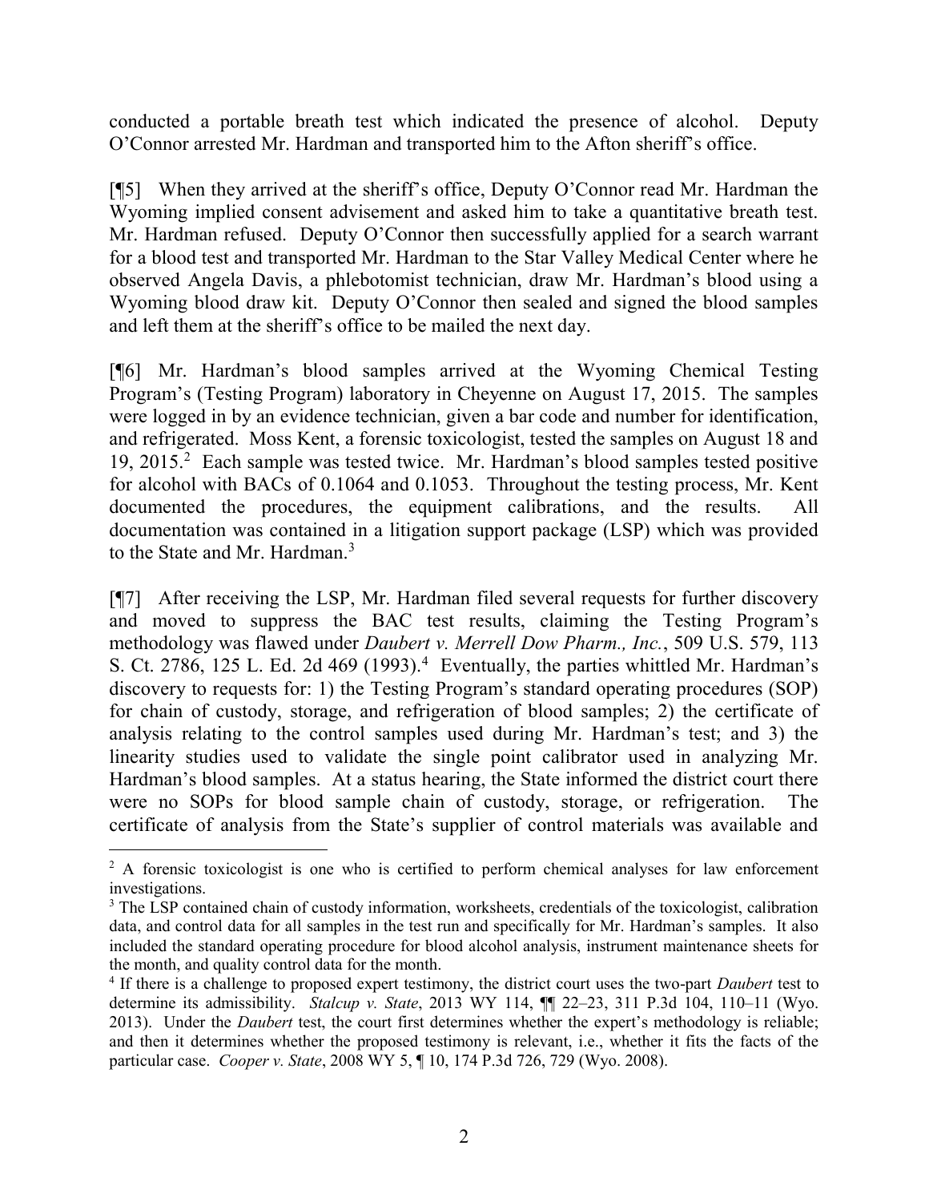conducted a portable breath test which indicated the presence of alcohol. Deputy O'Connor arrested Mr. Hardman and transported him to the Afton sheriff's office.

[¶5] When they arrived at the sheriff's office, Deputy O'Connor read Mr. Hardman the Wyoming implied consent advisement and asked him to take a quantitative breath test. Mr. Hardman refused. Deputy O'Connor then successfully applied for a search warrant for a blood test and transported Mr. Hardman to the Star Valley Medical Center where he observed Angela Davis, a phlebotomist technician, draw Mr. Hardman's blood using a Wyoming blood draw kit. Deputy O'Connor then sealed and signed the blood samples and left them at the sheriff's office to be mailed the next day.

[¶6] Mr. Hardman's blood samples arrived at the Wyoming Chemical Testing Program's (Testing Program) laboratory in Cheyenne on August 17, 2015. The samples were logged in by an evidence technician, given a bar code and number for identification, and refrigerated. Moss Kent, a forensic toxicologist, tested the samples on August 18 and 19, 2015.[2] Each sample was tested twice. Mr. Hardman's blood samples tested positive for alcohol with BACs of 0.1064 and 0.1053. Throughout the testing process, Mr. Kent documented the procedures, the equipment calibrations, and the results. All documentation was contained in a litigation support package (LSP) which was provided to the State and Mr. Hardman.[3]

[¶7] After receiving the LSP, Mr. Hardman filed several requests for further discovery and moved to suppress the BAC test results, claiming the Testing Program's methodology was flawed under *Daubert v. Merrell Dow Pharm., Inc.*, 509 U.S. 579, 113 S. Ct. 2786, 125 L. Ed. 2d 469 (1993).[4] Eventually, the parties whittled Mr. Hardman's discovery to requests for: 1) the Testing Program's standard operating procedures (SOP) for chain of custody, storage, and refrigeration of blood samples; 2) the certificate of analysis relating to the control samples used during Mr. Hardman's test; and 3) the linearity studies used to validate the single point calibrator used in analyzing Mr. Hardman's blood samples. At a status hearing, the State informed the district court there were no SOPs for blood sample chain of custody, storage, or refrigeration. The certificate of analysis from the State's supplier of control materials was available and

---

[2] A forensic toxicologist is one who is certified to perform chemical analyses for law enforcement investigations.

[3] The LSP contained chain of custody information, worksheets, credentials of the toxicologist, calibration data, and control data for all samples in the test run and specifically for Mr. Hardman's samples. It also included the standard operating procedure for blood alcohol analysis, instrument maintenance sheets for the month, and quality control data for the month.

[4] If there is a challenge to proposed expert testimony, the district court uses the two-part *Daubert* test to determine its admissibility. *Stalcup v. State*, 2013 WY 114, ¶¶ 22–23, 311 P.3d 104, 110–11 (Wyo. 2013). Under the *Daubert* test, the court first determines whether the expert's methodology is reliable; and then it determines whether the proposed testimony is relevant, i.e., whether it fits the facts of the particular case. *Cooper v. State*, 2008 WY 5, ¶ 10, 174 P.3d 726, 729 (Wyo. 2008).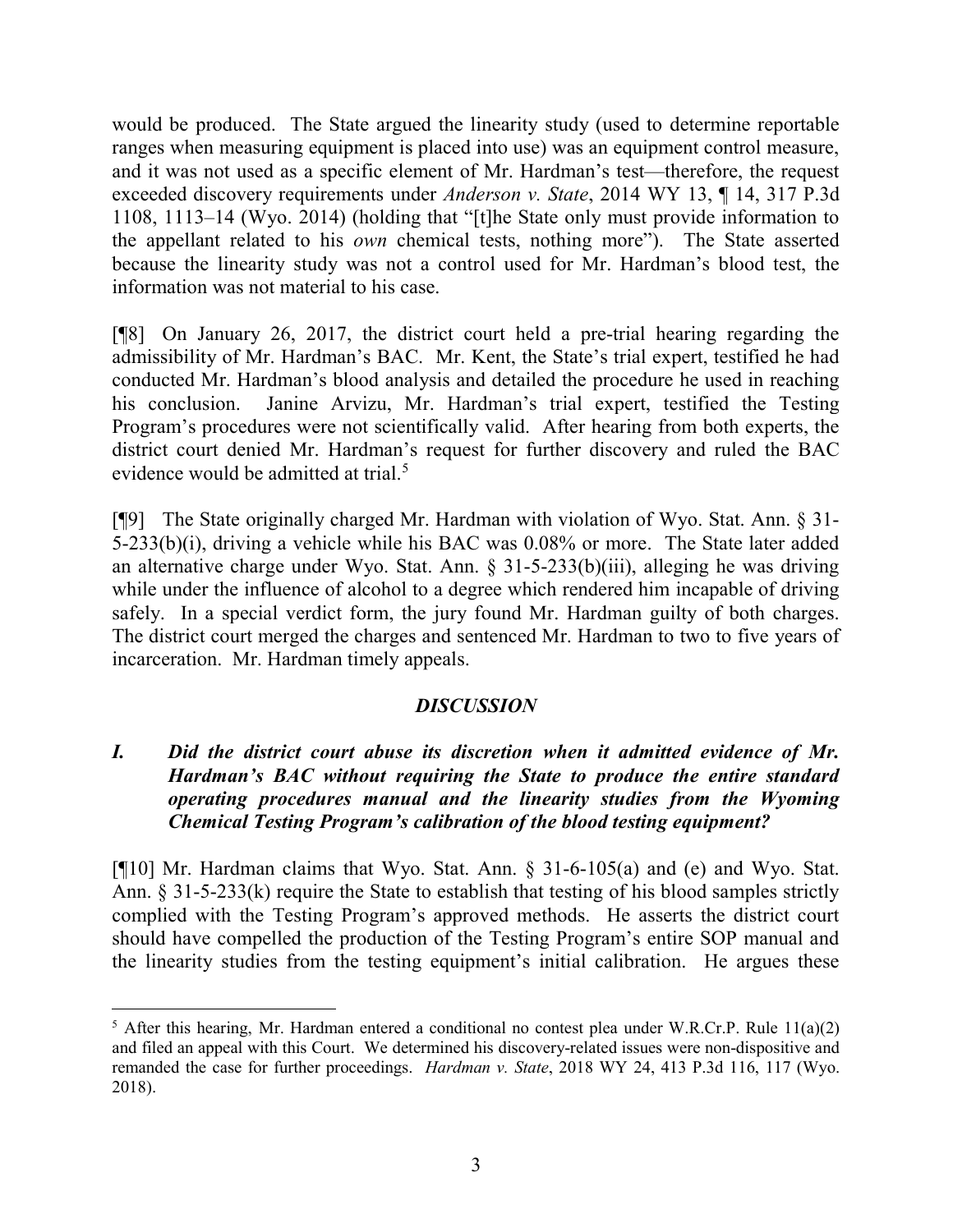would be produced. The State argued the linearity study (used to determine reportable ranges when measuring equipment is placed into use) was an equipment control measure, and it was not used as a specific element of Mr. Hardman's test—therefore, the request exceeded discovery requirements under *Anderson v. State*, 2014 WY 13, ¶ 14, 317 P.3d 1108, 1113–14 (Wyo. 2014) (holding that "[t]he State only must provide information to the appellant related to his *own* chemical tests, nothing more"). The State asserted because the linearity study was not a control used for Mr. Hardman's blood test, the information was not material to his case.

[¶8] On January 26, 2017, the district court held a pre-trial hearing regarding the admissibility of Mr. Hardman's BAC. Mr. Kent, the State's trial expert, testified he had conducted Mr. Hardman's blood analysis and detailed the procedure he used in reaching his conclusion. Janine Arvizu, Mr. Hardman's trial expert, testified the Testing Program's procedures were not scientifically valid. After hearing from both experts, the district court denied Mr. Hardman's request for further discovery and ruled the BAC evidence would be admitted at trial.[5]

[¶9] The State originally charged Mr. Hardman with violation of Wyo. Stat. Ann. § 31-5-233(b)(i), driving a vehicle while his BAC was 0.08% or more. The State later added an alternative charge under Wyo. Stat. Ann. § 31-5-233(b)(iii), alleging he was driving while under the influence of alcohol to a degree which rendered him incapable of driving safely. In a special verdict form, the jury found Mr. Hardman guilty of both charges. The district court merged the charges and sentenced Mr. Hardman to two to five years of incarceration. Mr. Hardman timely appeals.

## *DISCUSSION*

### *I. Did the district court abuse its discretion when it admitted evidence of Mr. Hardman's BAC without requiring the State to produce the entire standard operating procedures manual and the linearity studies from the Wyoming Chemical Testing Program's calibration of the blood testing equipment?*

[¶10] Mr. Hardman claims that Wyo. Stat. Ann. § 31-6-105(a) and (e) and Wyo. Stat. Ann. § 31-5-233(k) require the State to establish that testing of his blood samples strictly complied with the Testing Program's approved methods. He asserts the district court should have compelled the production of the Testing Program's entire SOP manual and the linearity studies from the testing equipment's initial calibration. He argues these

---

[5] After this hearing, Mr. Hardman entered a conditional no contest plea under W.R.Cr.P. Rule 11(a)(2) and filed an appeal with this Court. We determined his discovery-related issues were non-dispositive and remanded the case for further proceedings. *Hardman v. State*, 2018 WY 24, 413 P.3d 116, 117 (Wyo. 2018).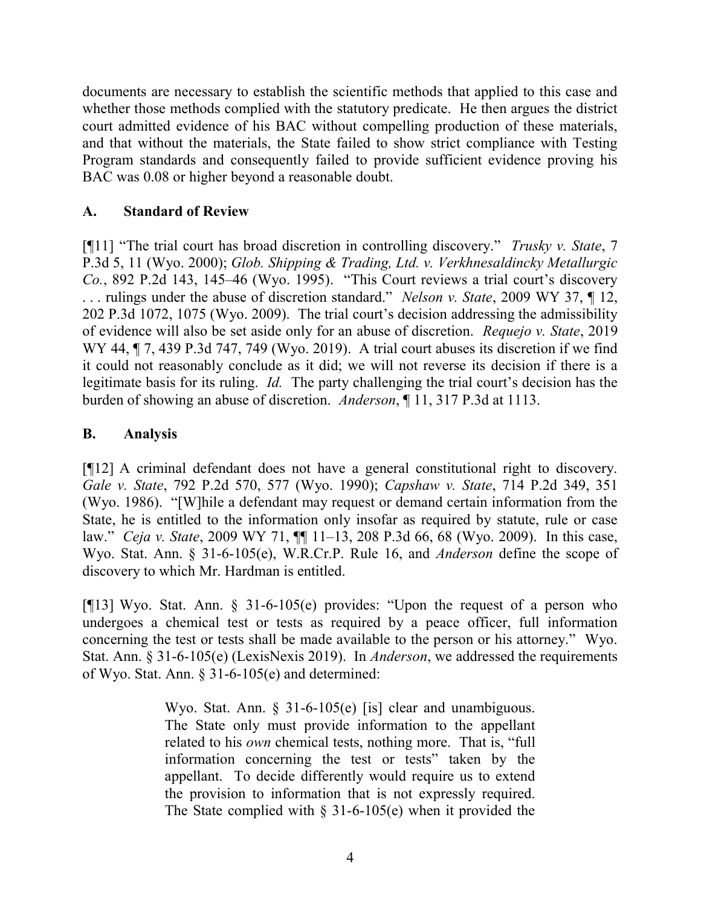documents are necessary to establish the scientific methods that applied to this case and whether those methods complied with the statutory predicate. He then argues the district court admitted evidence of his BAC without compelling production of these materials, and that without the materials, the State failed to show strict compliance with Testing Program standards and consequently failed to provide sufficient evidence proving his BAC was 0.08 or higher beyond a reasonable doubt.

## A. Standard of Review

[¶11] "The trial court has broad discretion in controlling discovery." *Trusky v. State*, 7 P.3d 5, 11 (Wyo. 2000); *Glob. Shipping & Trading, Ltd. v. Verkhnesaldincky Metallurgic Co.*, 892 P.2d 143, 145–46 (Wyo. 1995). "This Court reviews a trial court's discovery . . . rulings under the abuse of discretion standard." *Nelson v. State*, 2009 WY 37, ¶ 12, 202 P.3d 1072, 1075 (Wyo. 2009). The trial court's decision addressing the admissibility of evidence will also be set aside only for an abuse of discretion. *Requejo v. State*, 2019 WY 44, ¶ 7, 439 P.3d 747, 749 (Wyo. 2019). A trial court abuses its discretion if we find it could not reasonably conclude as it did; we will not reverse its decision if there is a legitimate basis for its ruling. *Id.* The party challenging the trial court's decision has the burden of showing an abuse of discretion. *Anderson*, ¶ 11, 317 P.3d at 1113.

## B. Analysis

[¶12] A criminal defendant does not have a general constitutional right to discovery. *Gale v. State*, 792 P.2d 570, 577 (Wyo. 1990); *Capshaw v. State*, 714 P.2d 349, 351 (Wyo. 1986). "[W]hile a defendant may request or demand certain information from the State, he is entitled to the information only insofar as required by statute, rule or case law." *Ceja v. State*, 2009 WY 71, ¶¶ 11–13, 208 P.3d 66, 68 (Wyo. 2009). In this case, Wyo. Stat. Ann. § 31-6-105(e), W.R.Cr.P. Rule 16, and *Anderson* define the scope of discovery to which Mr. Hardman is entitled.

[¶13] Wyo. Stat. Ann. § 31-6-105(e) provides: "Upon the request of a person who undergoes a chemical test or tests as required by a peace officer, full information concerning the test or tests shall be made available to the person or his attorney." Wyo. Stat. Ann. § 31-6-105(e) (LexisNexis 2019). In *Anderson*, we addressed the requirements of Wyo. Stat. Ann. § 31-6-105(e) and determined:

> Wyo. Stat. Ann. § 31-6-105(e) [is] clear and unambiguous. The State only must provide information to the appellant related to his *own* chemical tests, nothing more. That is, "full information concerning the test or tests" taken by the appellant. To decide differently would require us to extend the provision to information that is not expressly required. The State complied with § 31-6-105(e) when it provided the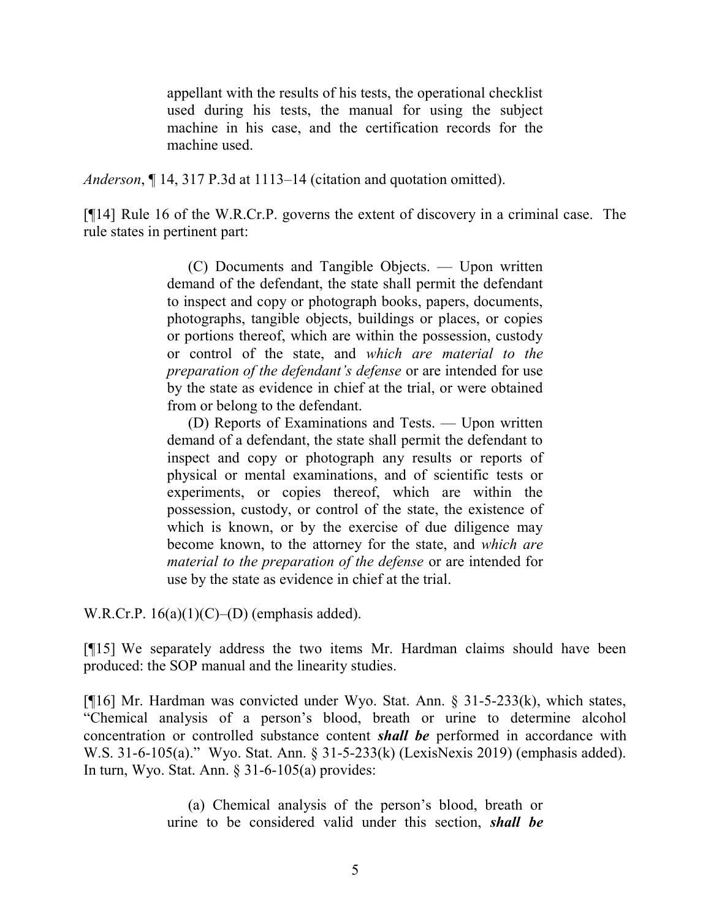> appellant with the results of his tests, the operational checklist used during his tests, the manual for using the subject machine in his case, and the certification records for the machine used.

*Anderson*, ¶ 14, 317 P.3d at 1113–14 (citation and quotation omitted).

[¶14] Rule 16 of the W.R.Cr.P. governs the extent of discovery in a criminal case. The rule states in pertinent part:

> (C) Documents and Tangible Objects. — Upon written demand of the defendant, the state shall permit the defendant to inspect and copy or photograph books, papers, documents, photographs, tangible objects, buildings or places, or copies or portions thereof, which are within the possession, custody or control of the state, and *which are material to the preparation of the defendant's defense* or are intended for use by the state as evidence in chief at the trial, or were obtained from or belong to the defendant.
>
> (D) Reports of Examinations and Tests. — Upon written demand of a defendant, the state shall permit the defendant to inspect and copy or photograph any results or reports of physical or mental examinations, and of scientific tests or experiments, or copies thereof, which are within the possession, custody, or control of the state, the existence of which is known, or by the exercise of due diligence may become known, to the attorney for the state, and *which are material to the preparation of the defense* or are intended for use by the state as evidence in chief at the trial.

W.R.Cr.P. 16(a)(1)(C)–(D) (emphasis added).

[¶15] We separately address the two items Mr. Hardman claims should have been produced: the SOP manual and the linearity studies.

[¶16] Mr. Hardman was convicted under Wyo. Stat. Ann. § 31-5-233(k), which states, "Chemical analysis of a person's blood, breath or urine to determine alcohol concentration or controlled substance content ***shall be*** performed in accordance with W.S. 31-6-105(a)." Wyo. Stat. Ann. § 31-5-233(k) (LexisNexis 2019) (emphasis added). In turn, Wyo. Stat. Ann. § 31-6-105(a) provides:

> (a) Chemical analysis of the person's blood, breath or urine to be considered valid under this section, ***shall be***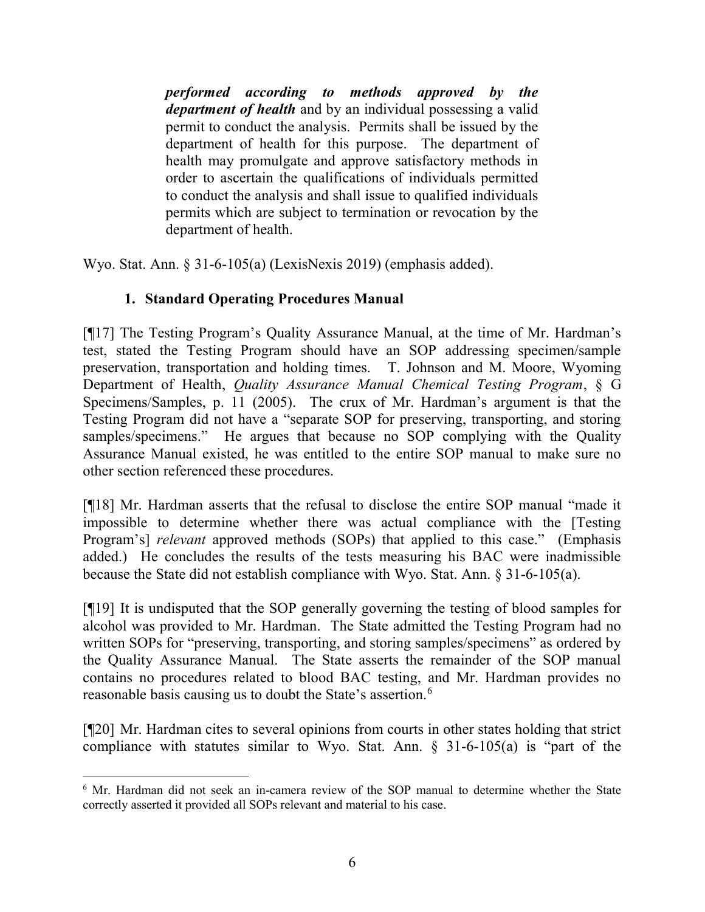> ***performed according to methods approved by the department of health*** and by an individual possessing a valid permit to conduct the analysis. Permits shall be issued by the department of health for this purpose. The department of health may promulgate and approve satisfactory methods in order to ascertain the qualifications of individuals permitted to conduct the analysis and shall issue to qualified individuals permits which are subject to termination or revocation by the department of health.

Wyo. Stat. Ann. § 31-6-105(a) (LexisNexis 2019) (emphasis added).

### 1. Standard Operating Procedures Manual

[¶17] The Testing Program's Quality Assurance Manual, at the time of Mr. Hardman's test, stated the Testing Program should have an SOP addressing specimen/sample preservation, transportation and holding times. T. Johnson and M. Moore, Wyoming Department of Health, *Quality Assurance Manual Chemical Testing Program*, § G Specimens/Samples, p. 11 (2005). The crux of Mr. Hardman's argument is that the Testing Program did not have a "separate SOP for preserving, transporting, and storing samples/specimens." He argues that because no SOP complying with the Quality Assurance Manual existed, he was entitled to the entire SOP manual to make sure no other section referenced these procedures.

[¶18] Mr. Hardman asserts that the refusal to disclose the entire SOP manual "made it impossible to determine whether there was actual compliance with the [Testing Program's] *relevant* approved methods (SOPs) that applied to this case." (Emphasis added.) He concludes the results of the tests measuring his BAC were inadmissible because the State did not establish compliance with Wyo. Stat. Ann. § 31-6-105(a).

[¶19] It is undisputed that the SOP generally governing the testing of blood samples for alcohol was provided to Mr. Hardman. The State admitted the Testing Program had no written SOPs for "preserving, transporting, and storing samples/specimens" as ordered by the Quality Assurance Manual. The State asserts the remainder of the SOP manual contains no procedures related to blood BAC testing, and Mr. Hardman provides no reasonable basis causing us to doubt the State's assertion.[6]

[¶20] Mr. Hardman cites to several opinions from courts in other states holding that strict compliance with statutes similar to Wyo. Stat. Ann. § 31-6-105(a) is "part of the

---

[6] Mr. Hardman did not seek an in-camera review of the SOP manual to determine whether the State correctly asserted it provided all SOPs relevant and material to his case.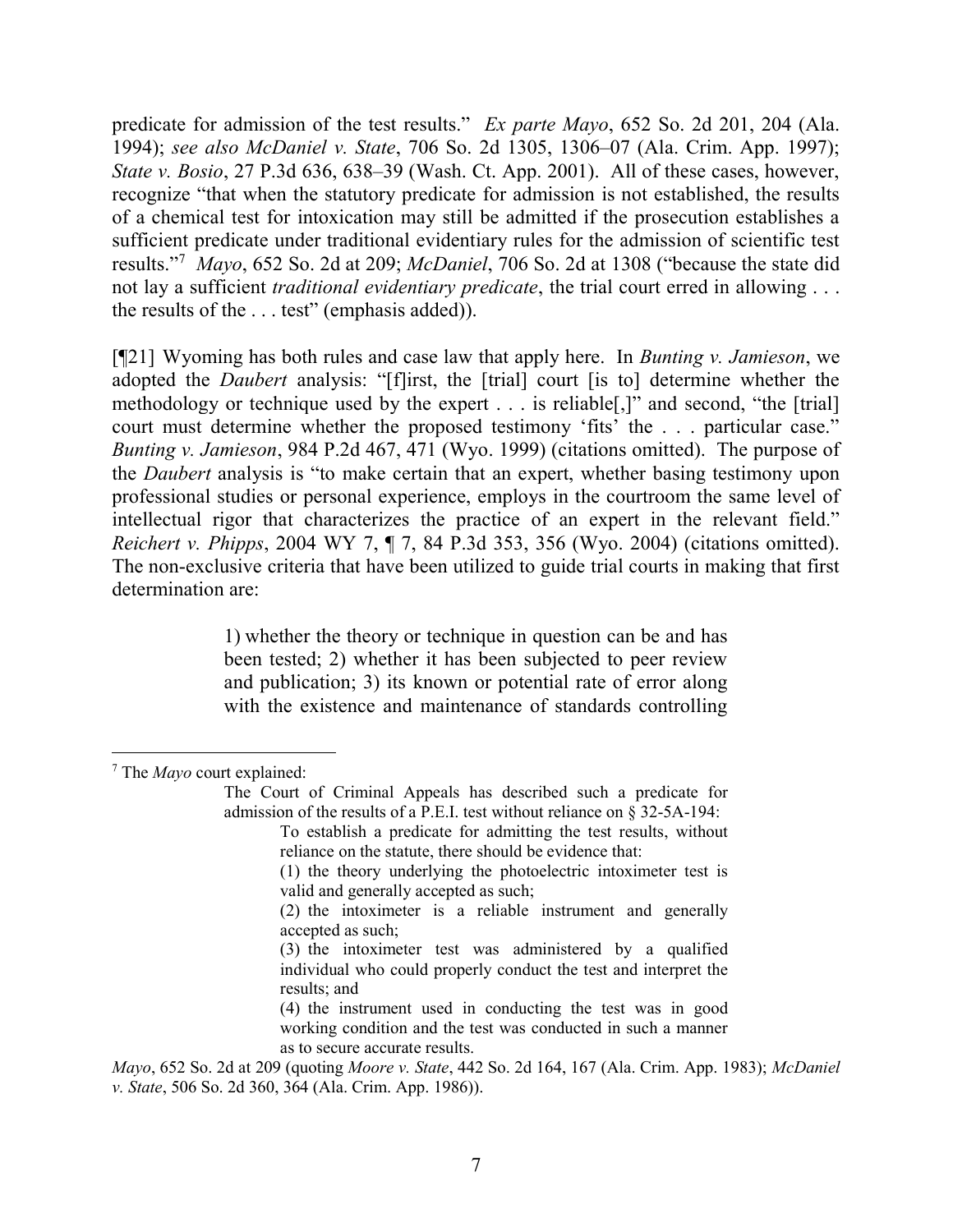predicate for admission of the test results." *Ex parte Mayo*, 652 So. 2d 201, 204 (Ala. 1994); *see also McDaniel v. State*, 706 So. 2d 1305, 1306–07 (Ala. Crim. App. 1997); *State v. Bosio*, 27 P.3d 636, 638–39 (Wash. Ct. App. 2001). All of these cases, however, recognize "that when the statutory predicate for admission is not established, the results of a chemical test for intoxication may still be admitted if the prosecution establishes a sufficient predicate under traditional evidentiary rules for the admission of scientific test results."[7] *Mayo*, 652 So. 2d at 209; *McDaniel*, 706 So. 2d at 1308 ("because the state did not lay a sufficient *traditional evidentiary predicate*, the trial court erred in allowing . . . the results of the . . . test" (emphasis added)).

[¶21] Wyoming has both rules and case law that apply here. In *Bunting v. Jamieson*, we adopted the *Daubert* analysis: "[f]irst, the [trial] court [is to] determine whether the methodology or technique used by the expert . . . is reliable[,]" and second, "the [trial] court must determine whether the proposed testimony 'fits' the . . . particular case." *Bunting v. Jamieson*, 984 P.2d 467, 471 (Wyo. 1999) (citations omitted). The purpose of the *Daubert* analysis is "to make certain that an expert, whether basing testimony upon professional studies or personal experience, employs in the courtroom the same level of intellectual rigor that characterizes the practice of an expert in the relevant field." *Reichert v. Phipps*, 2004 WY 7, ¶ 7, 84 P.3d 353, 356 (Wyo. 2004) (citations omitted). The non-exclusive criteria that have been utilized to guide trial courts in making that first determination are:

> 1) whether the theory or technique in question can be and has been tested; 2) whether it has been subjected to peer review and publication; 3) its known or potential rate of error along with the existence and maintenance of standards controlling

---

[7] The *Mayo* court explained:

> The Court of Criminal Appeals has described such a predicate for admission of the results of a P.E.I. test without reliance on § 32-5A-194:
>
> > To establish a predicate for admitting the test results, without reliance on the statute, there should be evidence that:
> >
> > (1) the theory underlying the photoelectric intoximeter test is valid and generally accepted as such;
> >
> > (2) the intoximeter is a reliable instrument and generally accepted as such;
> >
> > (3) the intoximeter test was administered by a qualified individual who could properly conduct the test and interpret the results; and
> >
> > (4) the instrument used in conducting the test was in good working condition and the test was conducted in such a manner as to secure accurate results.

*Mayo*, 652 So. 2d at 209 (quoting *Moore v. State*, 442 So. 2d 164, 167 (Ala. Crim. App. 1983); *McDaniel v. State*, 506 So. 2d 360, 364 (Ala. Crim. App. 1986)).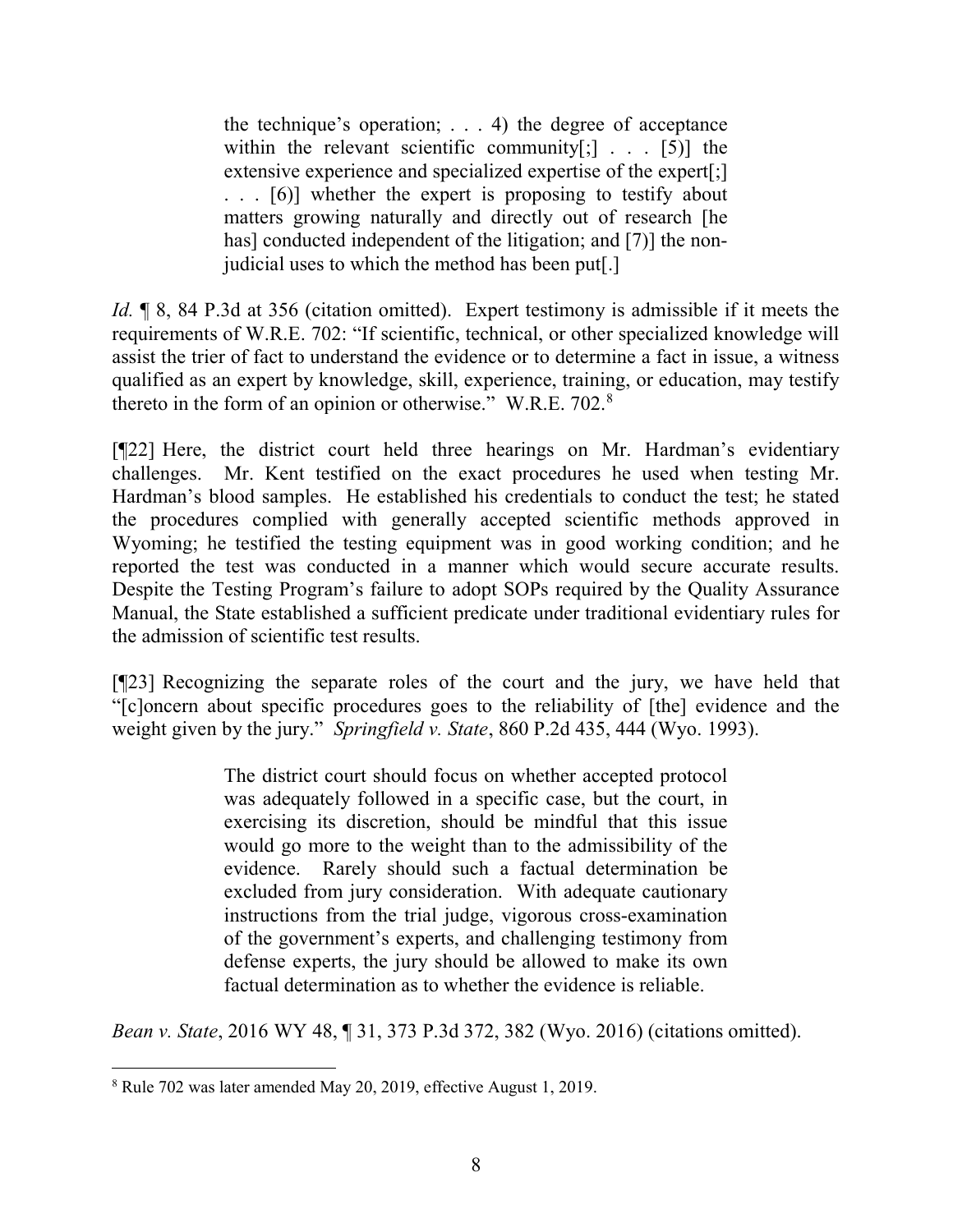> the technique's operation; . . . 4) the degree of acceptance within the relevant scientific community[;] . . . [5)] the extensive experience and specialized expertise of the expert[;] . . . [6)] whether the expert is proposing to testify about matters growing naturally and directly out of research [he has] conducted independent of the litigation; and [7)] the non-judicial uses to which the method has been put[.]

*Id.* ¶ 8, 84 P.3d at 356 (citation omitted). Expert testimony is admissible if it meets the requirements of W.R.E. 702: "If scientific, technical, or other specialized knowledge will assist the trier of fact to understand the evidence or to determine a fact in issue, a witness qualified as an expert by knowledge, skill, experience, training, or education, may testify thereto in the form of an opinion or otherwise." W.R.E. 702.[8]

[¶22] Here, the district court held three hearings on Mr. Hardman's evidentiary challenges. Mr. Kent testified on the exact procedures he used when testing Mr. Hardman's blood samples. He established his credentials to conduct the test; he stated the procedures complied with generally accepted scientific methods approved in Wyoming; he testified the testing equipment was in good working condition; and he reported the test was conducted in a manner which would secure accurate results. Despite the Testing Program's failure to adopt SOPs required by the Quality Assurance Manual, the State established a sufficient predicate under traditional evidentiary rules for the admission of scientific test results.

[¶23] Recognizing the separate roles of the court and the jury, we have held that "[c]oncern about specific procedures goes to the reliability of [the] evidence and the weight given by the jury." *Springfield v. State*, 860 P.2d 435, 444 (Wyo. 1993).

> The district court should focus on whether accepted protocol was adequately followed in a specific case, but the court, in exercising its discretion, should be mindful that this issue would go more to the weight than to the admissibility of the evidence. Rarely should such a factual determination be excluded from jury consideration. With adequate cautionary instructions from the trial judge, vigorous cross-examination of the government's experts, and challenging testimony from defense experts, the jury should be allowed to make its own factual determination as to whether the evidence is reliable.

*Bean v. State*, 2016 WY 48, ¶ 31, 373 P.3d 372, 382 (Wyo. 2016) (citations omitted).

---

[8] Rule 702 was later amended May 20, 2019, effective August 1, 2019.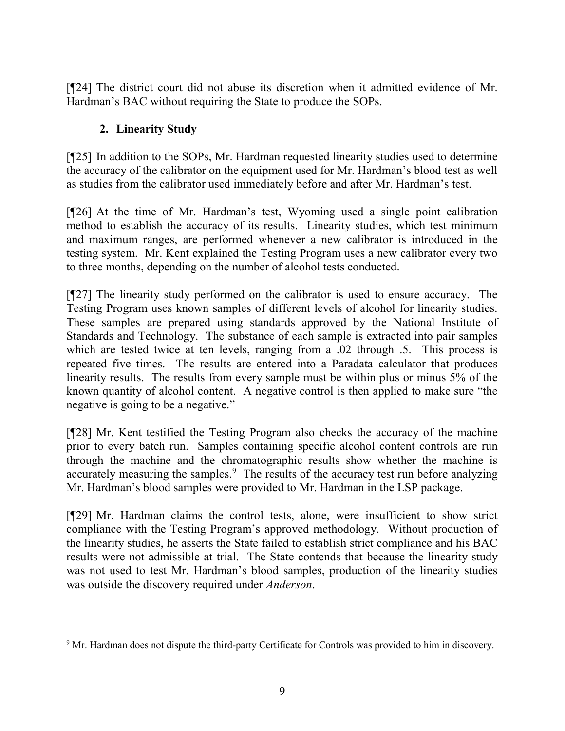[¶24] The district court did not abuse its discretion when it admitted evidence of Mr. Hardman's BAC without requiring the State to produce the SOPs.

### 2. Linearity Study

[¶25] In addition to the SOPs, Mr. Hardman requested linearity studies used to determine the accuracy of the calibrator on the equipment used for Mr. Hardman's blood test as well as studies from the calibrator used immediately before and after Mr. Hardman's test.

[¶26] At the time of Mr. Hardman's test, Wyoming used a single point calibration method to establish the accuracy of its results. Linearity studies, which test minimum and maximum ranges, are performed whenever a new calibrator is introduced in the testing system. Mr. Kent explained the Testing Program uses a new calibrator every two to three months, depending on the number of alcohol tests conducted.

[¶27] The linearity study performed on the calibrator is used to ensure accuracy. The Testing Program uses known samples of different levels of alcohol for linearity studies. These samples are prepared using standards approved by the National Institute of Standards and Technology. The substance of each sample is extracted into pair samples which are tested twice at ten levels, ranging from a .02 through .5. This process is repeated five times. The results are entered into a Paradata calculator that produces linearity results. The results from every sample must be within plus or minus 5% of the known quantity of alcohol content. A negative control is then applied to make sure "the negative is going to be a negative."

[¶28] Mr. Kent testified the Testing Program also checks the accuracy of the machine prior to every batch run. Samples containing specific alcohol content controls are run through the machine and the chromatographic results show whether the machine is accurately measuring the samples.[9] The results of the accuracy test run before analyzing Mr. Hardman's blood samples were provided to Mr. Hardman in the LSP package.

[¶29] Mr. Hardman claims the control tests, alone, were insufficient to show strict compliance with the Testing Program's approved methodology. Without production of the linearity studies, he asserts the State failed to establish strict compliance and his BAC results were not admissible at trial. The State contends that because the linearity study was not used to test Mr. Hardman's blood samples, production of the linearity studies was outside the discovery required under *Anderson*.

---

[9] Mr. Hardman does not dispute the third-party Certificate for Controls was provided to him in discovery.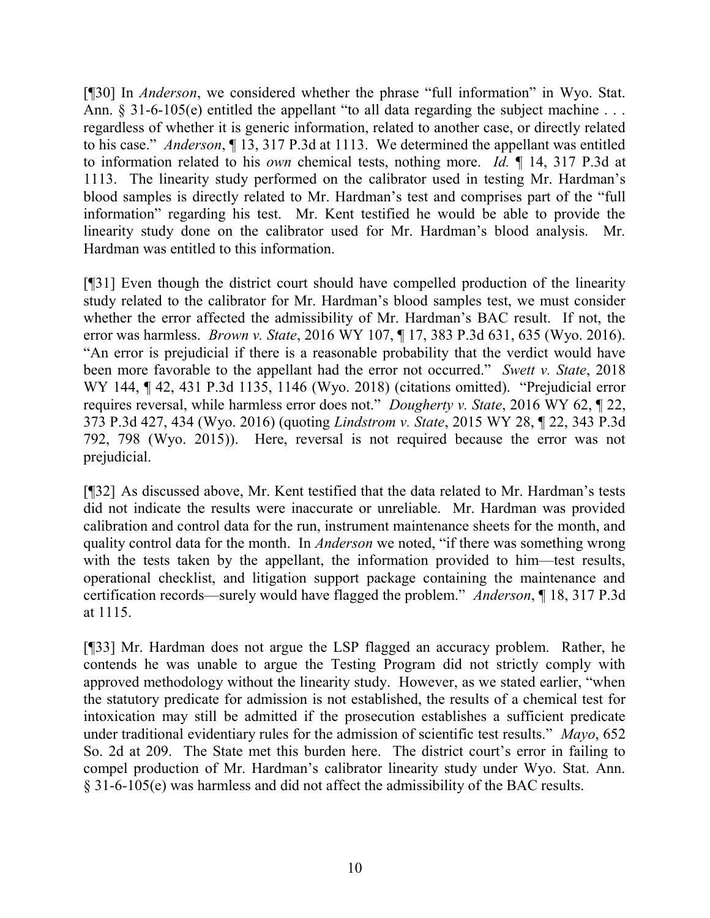[¶30] In *Anderson*, we considered whether the phrase "full information" in Wyo. Stat. Ann. § 31-6-105(e) entitled the appellant "to all data regarding the subject machine . . . regardless of whether it is generic information, related to another case, or directly related to his case." *Anderson*, ¶ 13, 317 P.3d at 1113. We determined the appellant was entitled to information related to his *own* chemical tests, nothing more. *Id.* ¶ 14, 317 P.3d at 1113. The linearity study performed on the calibrator used in testing Mr. Hardman's blood samples is directly related to Mr. Hardman's test and comprises part of the "full information" regarding his test. Mr. Kent testified he would be able to provide the linearity study done on the calibrator used for Mr. Hardman's blood analysis. Mr. Hardman was entitled to this information.

[¶31] Even though the district court should have compelled production of the linearity study related to the calibrator for Mr. Hardman's blood samples test, we must consider whether the error affected the admissibility of Mr. Hardman's BAC result. If not, the error was harmless. *Brown v. State*, 2016 WY 107, ¶ 17, 383 P.3d 631, 635 (Wyo. 2016). "An error is prejudicial if there is a reasonable probability that the verdict would have been more favorable to the appellant had the error not occurred." *Swett v. State*, 2018 WY 144, ¶ 42, 431 P.3d 1135, 1146 (Wyo. 2018) (citations omitted). "Prejudicial error requires reversal, while harmless error does not." *Dougherty v. State*, 2016 WY 62, ¶ 22, 373 P.3d 427, 434 (Wyo. 2016) (quoting *Lindstrom v. State*, 2015 WY 28, ¶ 22, 343 P.3d 792, 798 (Wyo. 2015)). Here, reversal is not required because the error was not prejudicial.

[¶32] As discussed above, Mr. Kent testified that the data related to Mr. Hardman's tests did not indicate the results were inaccurate or unreliable. Mr. Hardman was provided calibration and control data for the run, instrument maintenance sheets for the month, and quality control data for the month. In *Anderson* we noted, "if there was something wrong with the tests taken by the appellant, the information provided to him—test results, operational checklist, and litigation support package containing the maintenance and certification records—surely would have flagged the problem." *Anderson*, ¶ 18, 317 P.3d at 1115.

[¶33] Mr. Hardman does not argue the LSP flagged an accuracy problem. Rather, he contends he was unable to argue the Testing Program did not strictly comply with approved methodology without the linearity study. However, as we stated earlier, "when the statutory predicate for admission is not established, the results of a chemical test for intoxication may still be admitted if the prosecution establishes a sufficient predicate under traditional evidentiary rules for the admission of scientific test results." *Mayo*, 652 So. 2d at 209. The State met this burden here. The district court's error in failing to compel production of Mr. Hardman's calibrator linearity study under Wyo. Stat. Ann. § 31-6-105(e) was harmless and did not affect the admissibility of the BAC results.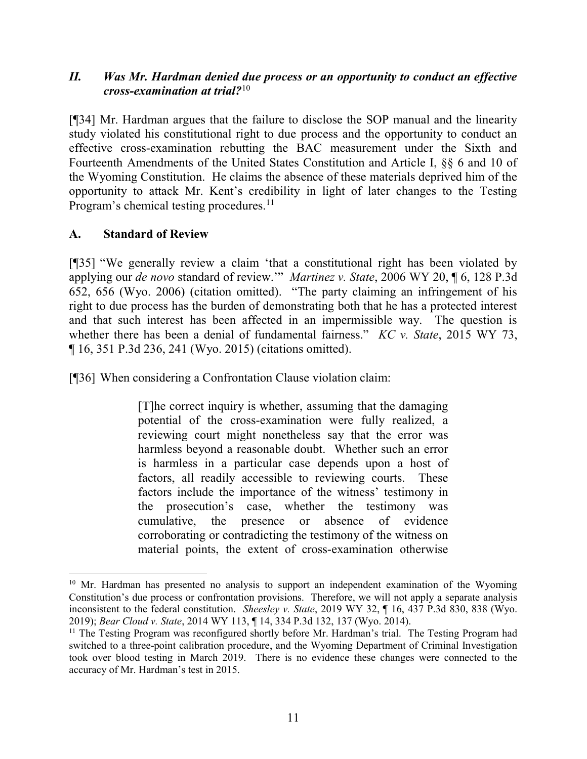## *II. Was Mr. Hardman denied due process or an opportunity to conduct an effective cross-examination at trial?*[10]

[¶34] Mr. Hardman argues that the failure to disclose the SOP manual and the linearity study violated his constitutional right to due process and the opportunity to conduct an effective cross-examination rebutting the BAC measurement under the Sixth and Fourteenth Amendments of the United States Constitution and Article I, §§ 6 and 10 of the Wyoming Constitution. He claims the absence of these materials deprived him of the opportunity to attack Mr. Kent's credibility in light of later changes to the Testing Program's chemical testing procedures.[11]

### A. Standard of Review

[¶35] "We generally review a claim 'that a constitutional right has been violated by applying our *de novo* standard of review.'" *Martinez v. State*, 2006 WY 20, ¶ 6, 128 P.3d 652, 656 (Wyo. 2006) (citation omitted). "The party claiming an infringement of his right to due process has the burden of demonstrating both that he has a protected interest and that such interest has been affected in an impermissible way. The question is whether there has been a denial of fundamental fairness." *KC v. State*, 2015 WY 73, ¶ 16, 351 P.3d 236, 241 (Wyo. 2015) (citations omitted).

[¶36] When considering a Confrontation Clause violation claim:

> [T]he correct inquiry is whether, assuming that the damaging potential of the cross-examination were fully realized, a reviewing court might nonetheless say that the error was harmless beyond a reasonable doubt. Whether such an error is harmless in a particular case depends upon a host of factors, all readily accessible to reviewing courts. These factors include the importance of the witness' testimony in the prosecution's case, whether the testimony was cumulative, the presence or absence of evidence corroborating or contradicting the testimony of the witness on material points, the extent of cross-examination otherwise

---

[10] Mr. Hardman has presented no analysis to support an independent examination of the Wyoming Constitution's due process or confrontation provisions. Therefore, we will not apply a separate analysis inconsistent to the federal constitution. *Sheesley v. State*, 2019 WY 32, ¶ 16, 437 P.3d 830, 838 (Wyo. 2019); *Bear Cloud v. State*, 2014 WY 113, ¶ 14, 334 P.3d 132, 137 (Wyo. 2014).

[11] The Testing Program was reconfigured shortly before Mr. Hardman's trial. The Testing Program had switched to a three-point calibration procedure, and the Wyoming Department of Criminal Investigation took over blood testing in March 2019. There is no evidence these changes were connected to the accuracy of Mr. Hardman's test in 2015.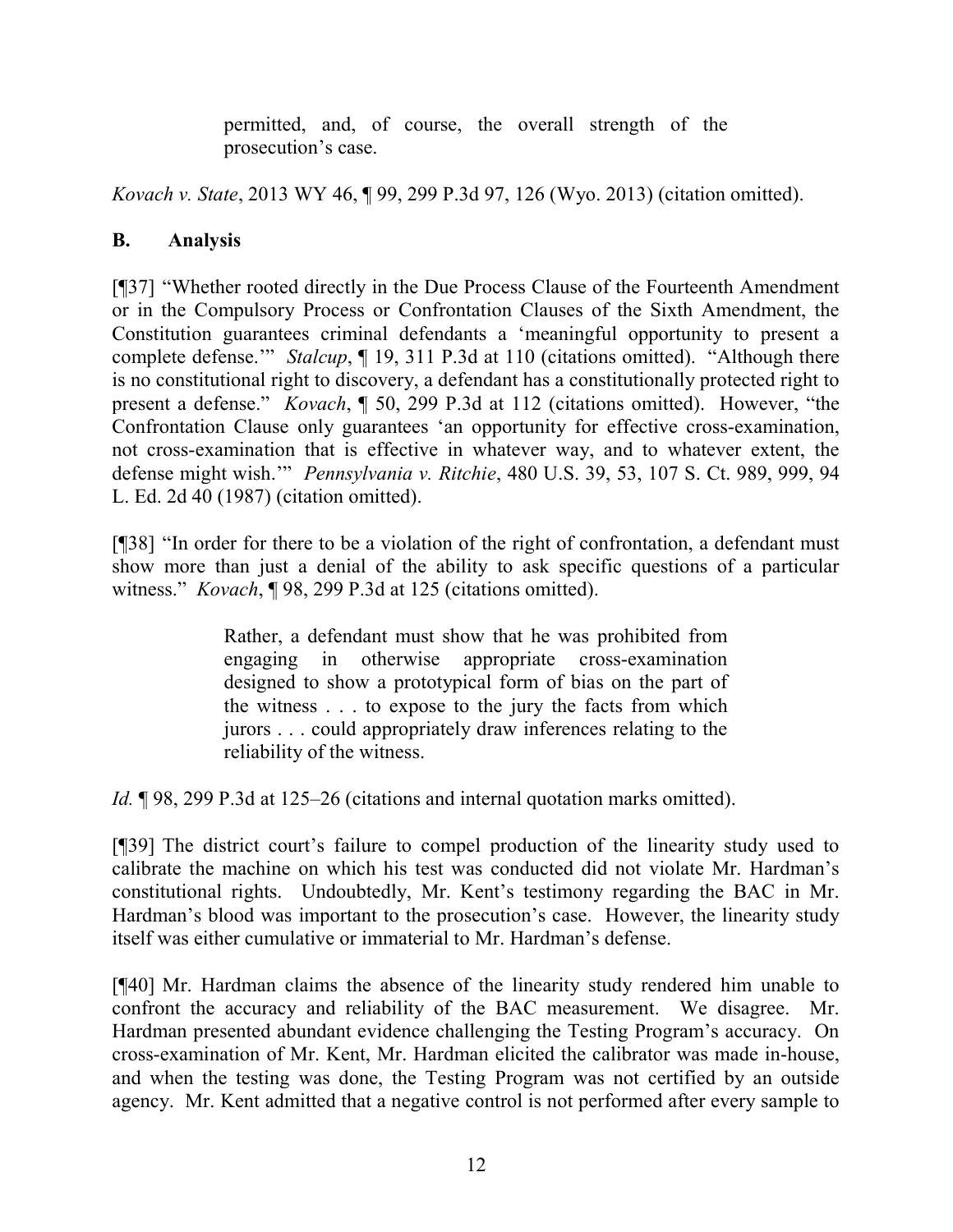> permitted, and, of course, the overall strength of the prosecution's case.

*Kovach v. State*, 2013 WY 46, ¶ 99, 299 P.3d 97, 126 (Wyo. 2013) (citation omitted).

## B. Analysis

[¶37] "Whether rooted directly in the Due Process Clause of the Fourteenth Amendment or in the Compulsory Process or Confrontation Clauses of the Sixth Amendment, the Constitution guarantees criminal defendants a 'meaningful opportunity to present a complete defense.'" *Stalcup*, ¶ 19, 311 P.3d at 110 (citations omitted). "Although there is no constitutional right to discovery, a defendant has a constitutionally protected right to present a defense." *Kovach*, ¶ 50, 299 P.3d at 112 (citations omitted). However, "the Confrontation Clause only guarantees 'an opportunity for effective cross-examination, not cross-examination that is effective in whatever way, and to whatever extent, the defense might wish.'" *Pennsylvania v. Ritchie*, 480 U.S. 39, 53, 107 S. Ct. 989, 999, 94 L. Ed. 2d 40 (1987) (citation omitted).

[¶38] "In order for there to be a violation of the right of confrontation, a defendant must show more than just a denial of the ability to ask specific questions of a particular witness." *Kovach*, ¶ 98, 299 P.3d at 125 (citations omitted).

> Rather, a defendant must show that he was prohibited from engaging in otherwise appropriate cross-examination designed to show a prototypical form of bias on the part of the witness . . . to expose to the jury the facts from which jurors . . . could appropriately draw inferences relating to the reliability of the witness.

*Id.* ¶ 98, 299 P.3d at 125–26 (citations and internal quotation marks omitted).

[¶39] The district court's failure to compel production of the linearity study used to calibrate the machine on which his test was conducted did not violate Mr. Hardman's constitutional rights. Undoubtedly, Mr. Kent's testimony regarding the BAC in Mr. Hardman's blood was important to the prosecution's case. However, the linearity study itself was either cumulative or immaterial to Mr. Hardman's defense.

[¶40] Mr. Hardman claims the absence of the linearity study rendered him unable to confront the accuracy and reliability of the BAC measurement. We disagree. Mr. Hardman presented abundant evidence challenging the Testing Program's accuracy. On cross-examination of Mr. Kent, Mr. Hardman elicited the calibrator was made in-house, and when the testing was done, the Testing Program was not certified by an outside agency. Mr. Kent admitted that a negative control is not performed after every sample to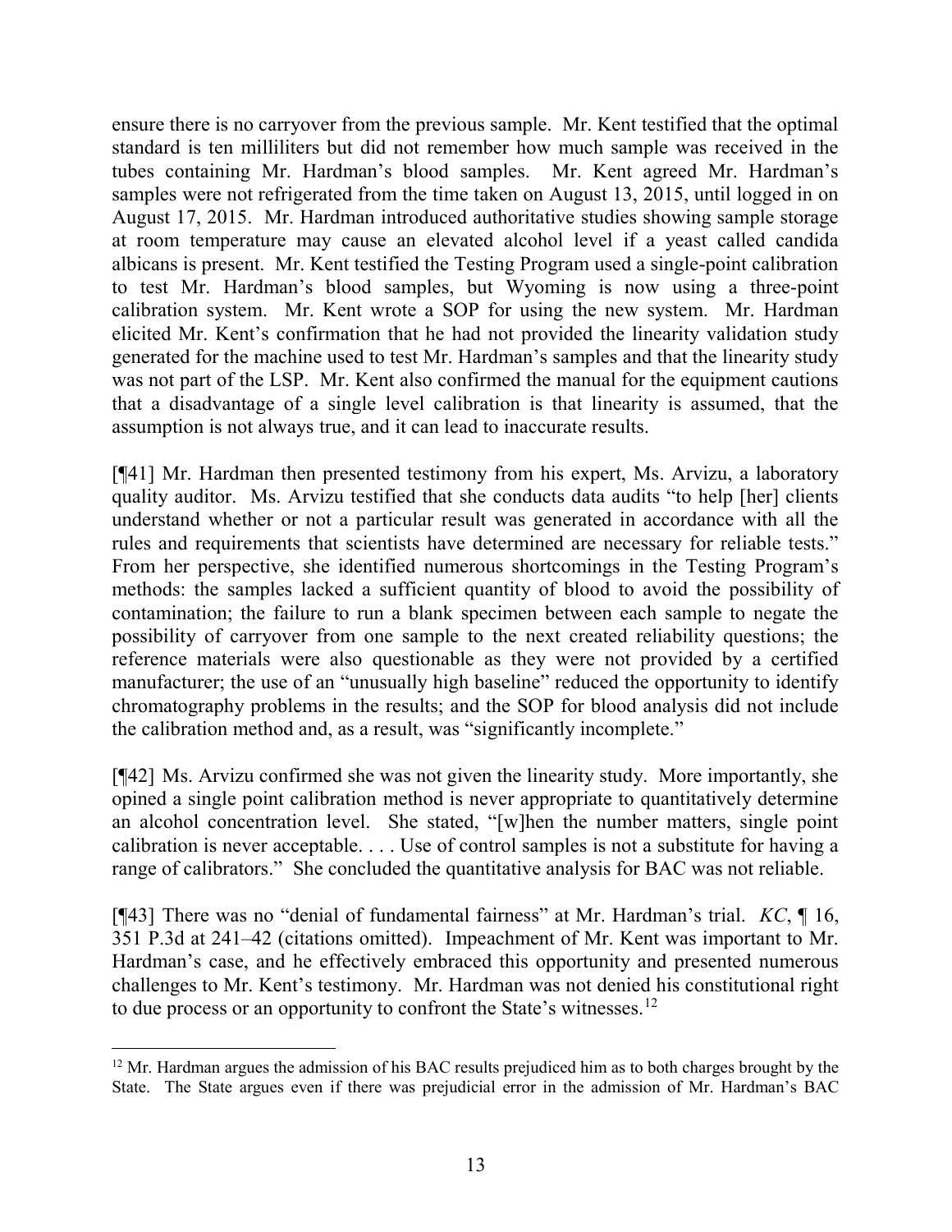ensure there is no carryover from the previous sample. Mr. Kent testified that the optimal standard is ten milliliters but did not remember how much sample was received in the tubes containing Mr. Hardman's blood samples. Mr. Kent agreed Mr. Hardman's samples were not refrigerated from the time taken on August 13, 2015, until logged in on August 17, 2015. Mr. Hardman introduced authoritative studies showing sample storage at room temperature may cause an elevated alcohol level if a yeast called candida albicans is present. Mr. Kent testified the Testing Program used a single-point calibration to test Mr. Hardman's blood samples, but Wyoming is now using a three-point calibration system. Mr. Kent wrote a SOP for using the new system. Mr. Hardman elicited Mr. Kent's confirmation that he had not provided the linearity validation study generated for the machine used to test Mr. Hardman's samples and that the linearity study was not part of the LSP. Mr. Kent also confirmed the manual for the equipment cautions that a disadvantage of a single level calibration is that linearity is assumed, that the assumption is not always true, and it can lead to inaccurate results.

[¶41] Mr. Hardman then presented testimony from his expert, Ms. Arvizu, a laboratory quality auditor. Ms. Arvizu testified that she conducts data audits "to help [her] clients understand whether or not a particular result was generated in accordance with all the rules and requirements that scientists have determined are necessary for reliable tests." From her perspective, she identified numerous shortcomings in the Testing Program's methods: the samples lacked a sufficient quantity of blood to avoid the possibility of contamination; the failure to run a blank specimen between each sample to negate the possibility of carryover from one sample to the next created reliability questions; the reference materials were also questionable as they were not provided by a certified manufacturer; the use of an "unusually high baseline" reduced the opportunity to identify chromatography problems in the results; and the SOP for blood analysis did not include the calibration method and, as a result, was "significantly incomplete."

[¶42] Ms. Arvizu confirmed she was not given the linearity study. More importantly, she opined a single point calibration method is never appropriate to quantitatively determine an alcohol concentration level. She stated, "[w]hen the number matters, single point calibration is never acceptable. . . . Use of control samples is not a substitute for having a range of calibrators." She concluded the quantitative analysis for BAC was not reliable.

[¶43] There was no "denial of fundamental fairness" at Mr. Hardman's trial. *KC*, ¶ 16, 351 P.3d at 241–42 (citations omitted). Impeachment of Mr. Kent was important to Mr. Hardman's case, and he effectively embraced this opportunity and presented numerous challenges to Mr. Kent's testimony. Mr. Hardman was not denied his constitutional right to due process or an opportunity to confront the State's witnesses.[12]

---

[12] Mr. Hardman argues the admission of his BAC results prejudiced him as to both charges brought by the State. The State argues even if there was prejudicial error in the admission of Mr. Hardman's BAC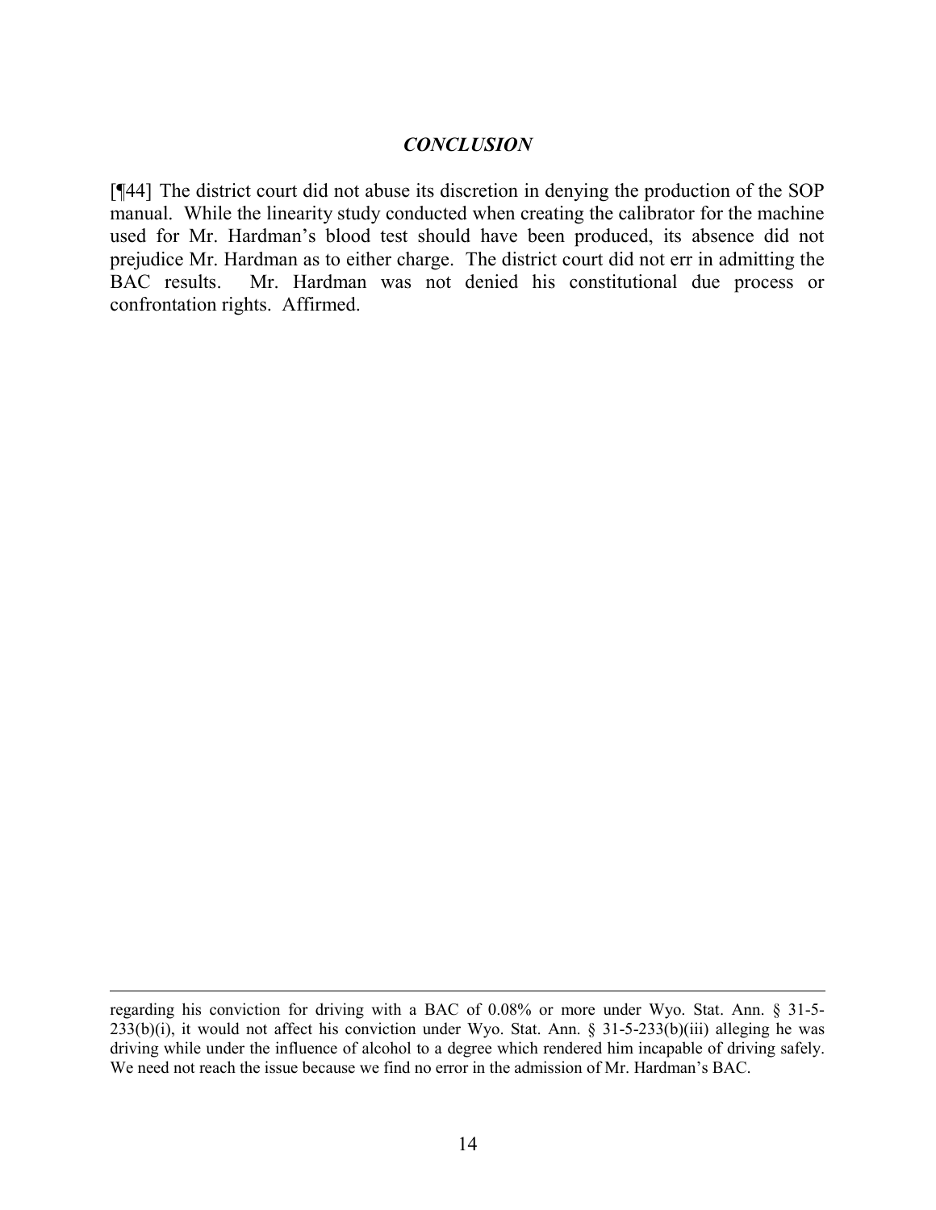## *CONCLUSION*

[¶44] The district court did not abuse its discretion in denying the production of the SOP manual. While the linearity study conducted when creating the calibrator for the machine used for Mr. Hardman's blood test should have been produced, its absence did not prejudice Mr. Hardman as to either charge. The district court did not err in admitting the BAC results. Mr. Hardman was not denied his constitutional due process or confrontation rights. Affirmed.

---

regarding his conviction for driving with a BAC of 0.08% or more under Wyo. Stat. Ann. § 31-5-233(b)(i), it would not affect his conviction under Wyo. Stat. Ann. § 31-5-233(b)(iii) alleging he was driving while under the influence of alcohol to a degree which rendered him incapable of driving safely. We need not reach the issue because we find no error in the admission of Mr. Hardman's BAC.